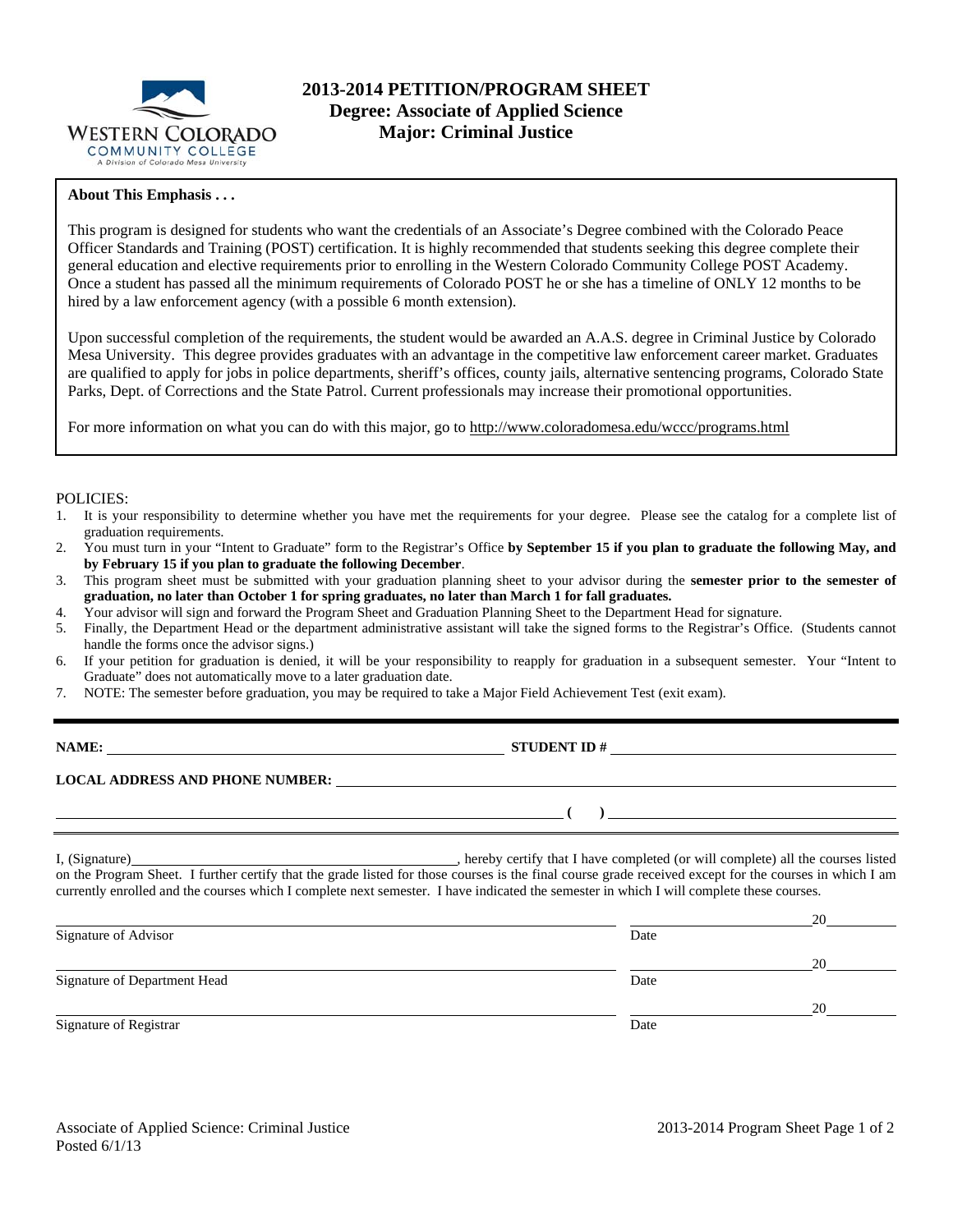# 2013-2014 PETITION/PROGRAM SHEET
## Degree: Associate of Applied Science
## Major: Criminal Justice

**About This Emphasis . . .**

This program is designed for students who want the credentials of an Associate's Degree combined with the Colorado Peace Officer Standards and Training (POST) certification. It is highly recommended that students seeking this degree complete their general education and elective requirements prior to enrolling in the Western Colorado Community College POST Academy. Once a student has passed all the minimum requirements of Colorado POST he or she has a timeline of ONLY 12 months to be hired by a law enforcement agency (with a possible 6 month extension).

Upon successful completion of the requirements, the student would be awarded an A.A.S. degree in Criminal Justice by Colorado Mesa University. This degree provides graduates with an advantage in the competitive law enforcement career market. Graduates are qualified to apply for jobs in police departments, sheriff's offices, county jails, alternative sentencing programs, Colorado State Parks, Dept. of Corrections and the State Patrol. Current professionals may increase their promotional opportunities.

For more information on what you can do with this major, go to http://www.coloradomesa.edu/wccc/programs.html

POLICIES:

1. It is your responsibility to determine whether you have met the requirements for your degree. Please see the catalog for a complete list of graduation requirements.
2. You must turn in your "Intent to Graduate" form to the Registrar's Office **by September 15 if you plan to graduate the following May, and by February 15 if you plan to graduate the following December**.
3. This program sheet must be submitted with your graduation planning sheet to your advisor during the **semester prior to the semester of graduation, no later than October 1 for spring graduates, no later than March 1 for fall graduates.**
4. Your advisor will sign and forward the Program Sheet and Graduation Planning Sheet to the Department Head for signature.
5. Finally, the Department Head or the department administrative assistant will take the signed forms to the Registrar's Office. (Students cannot handle the forms once the advisor signs.)
6. If your petition for graduation is denied, it will be your responsibility to reapply for graduation in a subsequent semester. Your "Intent to Graduate" does not automatically move to a later graduation date.
7. NOTE: The semester before graduation, you may be required to take a Major Field Achievement Test (exit exam).

---

**NAME:** ______________________ **STUDENT ID #** ______________________

**LOCAL ADDRESS AND PHONE NUMBER:** ______________________

______________________ **( )** ______________________

I, (Signature)______________________, hereby certify that I have completed (or will complete) all the courses listed on the Program Sheet. I further certify that the grade listed for those courses is the final course grade received except for the courses in which I am currently enrolled and the courses which I complete next semester. I have indicated the semester in which I will complete these courses.

______________________ ____________20______
Signature of Advisor Date

______________________ ____________20______
Signature of Department Head Date

______________________ ____________20______
Signature of Registrar Date

Associate of Applied Science: Criminal Justice
Posted 6/1/13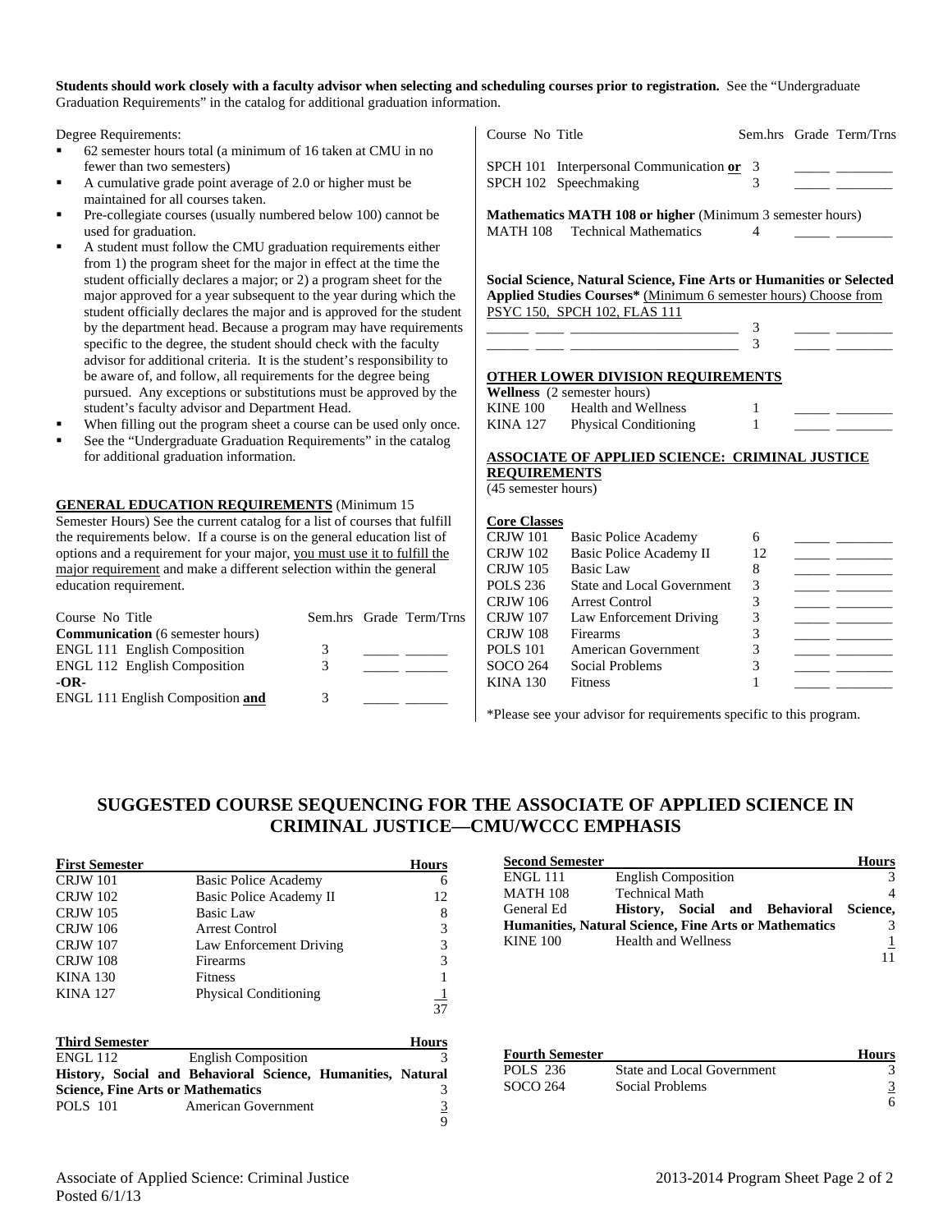**Students should work closely with a faculty advisor when selecting and scheduling courses prior to registration.** See the "Undergraduate Graduation Requirements" in the catalog for additional graduation information.

Degree Requirements:

- 62 semester hours total (a minimum of 16 taken at CMU in no fewer than two semesters)
- A cumulative grade point average of 2.0 or higher must be maintained for all courses taken.
- Pre-collegiate courses (usually numbered below 100) cannot be used for graduation.
- A student must follow the CMU graduation requirements either from 1) the program sheet for the major in effect at the time the student officially declares a major; or 2) a program sheet for the major approved for a year subsequent to the year during which the student officially declares the major and is approved for the student by the department head. Because a program may have requirements specific to the degree, the student should check with the faculty advisor for additional criteria. It is the student's responsibility to be aware of, and follow, all requirements for the degree being pursued. Any exceptions or substitutions must be approved by the student's faculty advisor and Department Head.
- When filling out the program sheet a course can be used only once.
- See the "Undergraduate Graduation Requirements" in the catalog for additional graduation information.

**GENERAL EDUCATION REQUIREMENTS** (Minimum 15 Semester Hours) See the current catalog for a list of courses that fulfill the requirements below. If a course is on the general education list of options and a requirement for your major, you must use it to fulfill the major requirement and make a different selection within the general education requirement.

| Course No Title | Sem.hrs | Grade | Term/Trns |
|---|---|---|---|
| **Communication** (6 semester hours) | | | |
| ENGL 111 English Composition | 3 | _____ | ______ |
| ENGL 112 English Composition | 3 | _____ | ______ |
| **-OR-** | | | |
| ENGL 111 English Composition **and** | 3 | _____ | ______ |
| SPCH 101 Interpersonal Communication **or** | 3 | _____ | ______ |
| SPCH 102 Speechmaking | 3 | _____ | ______ |
| **Mathematics MATH 108 or higher** (Minimum 3 semester hours) | | | |
| MATH 108 Technical Mathematics | 4 | _____ | ______ |

**Social Science, Natural Science, Fine Arts or Humanities or Selected Applied Studies Courses*** (Minimum 6 semester hours) Choose from PSYC 150, SPCH 102, FLAS 111

| Course No Title | Sem.hrs | Grade | Term/Trns |
|---|---|---|---|
| ______ ____ ________________ | 3 | _____ | ______ |
| ______ ____ ________________ | 3 | _____ | ______ |

**OTHER LOWER DIVISION REQUIREMENTS**

**Wellness** (2 semester hours)

| Course No | Title | Sem.hrs | Grade | Term/Trns |
|---|---|---|---|---|
| KINE 100 | Health and Wellness | 1 | _____ | ______ |
| KINA 127 | Physical Conditioning | 1 | _____ | ______ |

**ASSOCIATE OF APPLIED SCIENCE: CRIMINAL JUSTICE REQUIREMENTS**

(45 semester hours)

**Core Classes**

| Course No | Title | Sem.hrs | Grade | Term/Trns |
|---|---|---|---|---|
| CRJW 101 | Basic Police Academy | 6 | _____ | ______ |
| CRJW 102 | Basic Police Academy II | 12 | _____ | ______ |
| CRJW 105 | Basic Law | 8 | _____ | ______ |
| POLS 236 | State and Local Government | 3 | _____ | ______ |
| CRJW 106 | Arrest Control | 3 | _____ | ______ |
| CRJW 107 | Law Enforcement Driving | 3 | _____ | ______ |
| CRJW 108 | Firearms | 3 | _____ | ______ |
| POLS 101 | American Government | 3 | _____ | ______ |
| SOCO 264 | Social Problems | 3 | _____ | ______ |
| KINA 130 | Fitness | 1 | _____ | ______ |

*Please see your advisor for requirements specific to this program.

## SUGGESTED COURSE SEQUENCING FOR THE ASSOCIATE OF APPLIED SCIENCE IN CRIMINAL JUSTICE—CMU/WCCC EMPHASIS

| First Semester | | Hours |
|---|---|---|
| CRJW 101 | Basic Police Academy | 6 |
| CRJW 102 | Basic Police Academy II | 12 |
| CRJW 105 | Basic Law | 8 |
| CRJW 106 | Arrest Control | 3 |
| CRJW 107 | Law Enforcement Driving | 3 |
| CRJW 108 | Firearms | 3 |
| KINA 130 | Fitness | 1 |
| KINA 127 | Physical Conditioning | 1 |
| | | 37 |

| Second Semester | | Hours |
|---|---|---|
| ENGL 111 | English Composition | 3 |
| MATH 108 | Technical Math | 4 |
| General Ed | **History, Social and Behavioral Science, Humanities, Natural Science, Fine Arts or Mathematics** | 3 |
| KINE 100 | Health and Wellness | 1 |
| | | 11 |

| Third Semester | | Hours |
|---|---|---|
| ENGL 112 | English Composition | 3 |
| **History, Social and Behavioral Science, Humanities, Natural Science, Fine Arts or Mathematics** | | 3 |
| POLS 101 | American Government | 3 |
| | | 9 |

| Fourth Semester | | Hours |
|---|---|---|
| POLS 236 | State and Local Government | 3 |
| SOCO 264 | Social Problems | 3 |
| | | 6 |

Associate of Applied Science: Criminal Justice
Posted 6/1/13